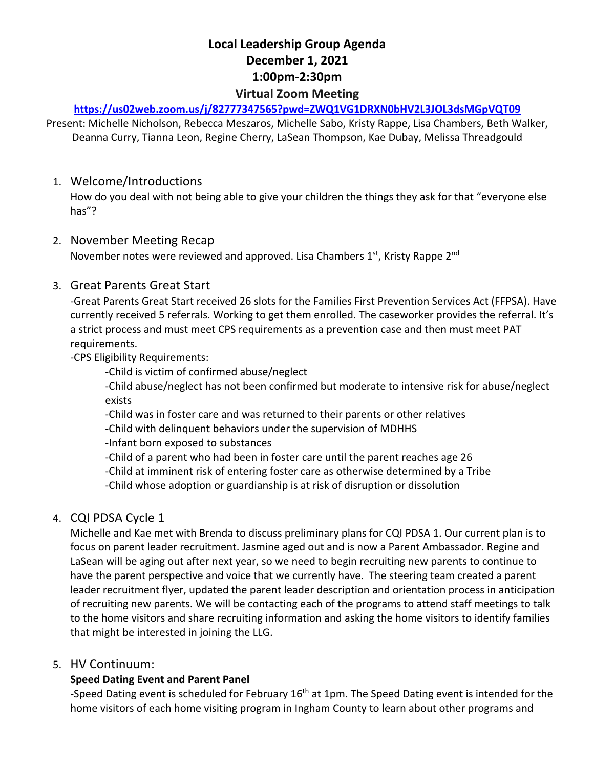# Local Leadership Group Agenda
## December 1, 2021
## 1:00pm-2:30pm
## Virtual Zoom Meeting

**https://us02web.zoom.us/j/82777347565?pwd=ZWQ1VG1DRXN0bHV2L3JOL3dsMGpVQT09**

Present: Michelle Nicholson, Rebecca Meszaros, Michelle Sabo, Kristy Rappe, Lisa Chambers, Beth Walker, Deanna Curry, Tianna Leon, Regine Cherry, LaSean Thompson, Kae Dubay, Melissa Threadgould

1. Welcome/Introductions

   How do you deal with not being able to give your children the things they ask for that "everyone else has"?

2. November Meeting Recap

   November notes were reviewed and approved. Lisa Chambers 1st, Kristy Rappe 2nd

3. Great Parents Great Start

   -Great Parents Great Start received 26 slots for the Families First Prevention Services Act (FFPSA). Have currently received 5 referrals. Working to get them enrolled. The caseworker provides the referral. It's a strict process and must meet CPS requirements as a prevention case and then must meet PAT requirements.

   -CPS Eligibility Requirements:

   -Child is victim of confirmed abuse/neglect

   -Child abuse/neglect has not been confirmed but moderate to intensive risk for abuse/neglect exists

   -Child was in foster care and was returned to their parents or other relatives

   -Child with delinquent behaviors under the supervision of MDHHS

   -Infant born exposed to substances

   -Child of a parent who had been in foster care until the parent reaches age 26

   -Child at imminent risk of entering foster care as otherwise determined by a Tribe

   -Child whose adoption or guardianship is at risk of disruption or dissolution

4. CQI PDSA Cycle 1

   Michelle and Kae met with Brenda to discuss preliminary plans for CQI PDSA 1. Our current plan is to focus on parent leader recruitment. Jasmine aged out and is now a Parent Ambassador. Regine and LaSean will be aging out after next year, so we need to begin recruiting new parents to continue to have the parent perspective and voice that we currently have. The steering team created a parent leader recruitment flyer, updated the parent leader description and orientation process in anticipation of recruiting new parents. We will be contacting each of the programs to attend staff meetings to talk to the home visitors and share recruiting information and asking the home visitors to identify families that might be interested in joining the LLG.

5. HV Continuum:

   **Speed Dating Event and Parent Panel**

   -Speed Dating event is scheduled for February 16th at 1pm. The Speed Dating event is intended for the home visitors of each home visiting program in Ingham County to learn about other programs and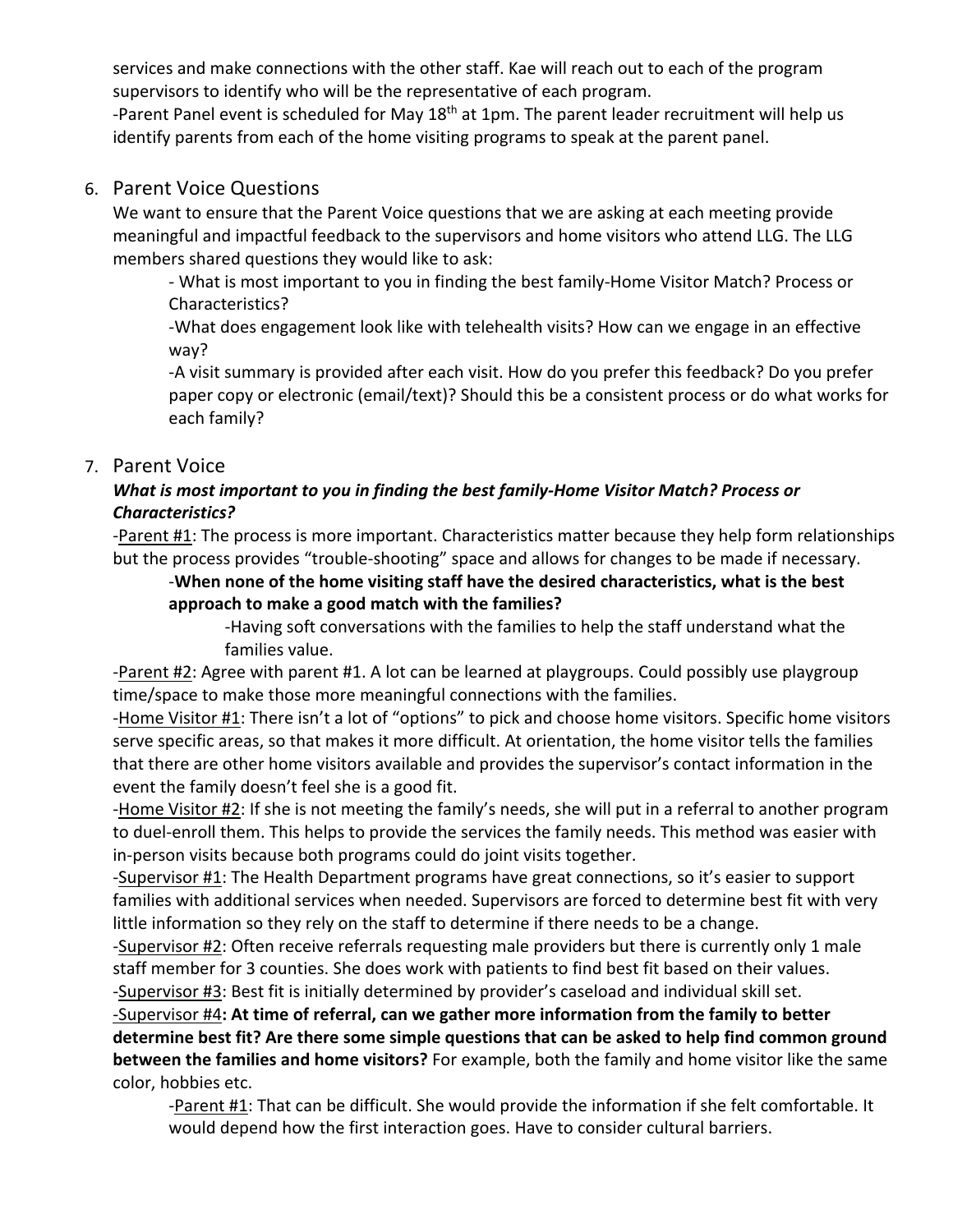services and make connections with the other staff. Kae will reach out to each of the program supervisors to identify who will be the representative of each program.

-Parent Panel event is scheduled for May 18th at 1pm. The parent leader recruitment will help us identify parents from each of the home visiting programs to speak at the parent panel.

6. Parent Voice Questions

We want to ensure that the Parent Voice questions that we are asking at each meeting provide meaningful and impactful feedback to the supervisors and home visitors who attend LLG. The LLG members shared questions they would like to ask:

- What is most important to you in finding the best family-Home Visitor Match? Process or Characteristics?

-What does engagement look like with telehealth visits? How can we engage in an effective way?

-A visit summary is provided after each visit. How do you prefer this feedback? Do you prefer paper copy or electronic (email/text)? Should this be a consistent process or do what works for each family?

7. Parent Voice

***What is most important to you in finding the best family-Home Visitor Match? Process or Characteristics?***

-Parent #1: The process is more important. Characteristics matter because they help form relationships but the process provides "trouble-shooting" space and allows for changes to be made if necessary.

-**When none of the home visiting staff have the desired characteristics, what is the best approach to make a good match with the families?**

-Having soft conversations with the families to help the staff understand what the families value.

-Parent #2: Agree with parent #1. A lot can be learned at playgroups. Could possibly use playgroup time/space to make those more meaningful connections with the families.

-Home Visitor #1: There isn't a lot of "options" to pick and choose home visitors. Specific home visitors serve specific areas, so that makes it more difficult. At orientation, the home visitor tells the families that there are other home visitors available and provides the supervisor's contact information in the event the family doesn't feel she is a good fit.

-Home Visitor #2: If she is not meeting the family's needs, she will put in a referral to another program to duel-enroll them. This helps to provide the services the family needs. This method was easier with in-person visits because both programs could do joint visits together.

-Supervisor #1: The Health Department programs have great connections, so it's easier to support families with additional services when needed. Supervisors are forced to determine best fit with very little information so they rely on the staff to determine if there needs to be a change.

-Supervisor #2: Often receive referrals requesting male providers but there is currently only 1 male staff member for 3 counties. She does work with patients to find best fit based on their values.

-Supervisor #3: Best fit is initially determined by provider's caseload and individual skill set.

-Supervisor #4**: At time of referral, can we gather more information from the family to better determine best fit? Are there some simple questions that can be asked to help find common ground between the families and home visitors?** For example, both the family and home visitor like the same color, hobbies etc.

-Parent #1: That can be difficult. She would provide the information if she felt comfortable. It would depend how the first interaction goes. Have to consider cultural barriers.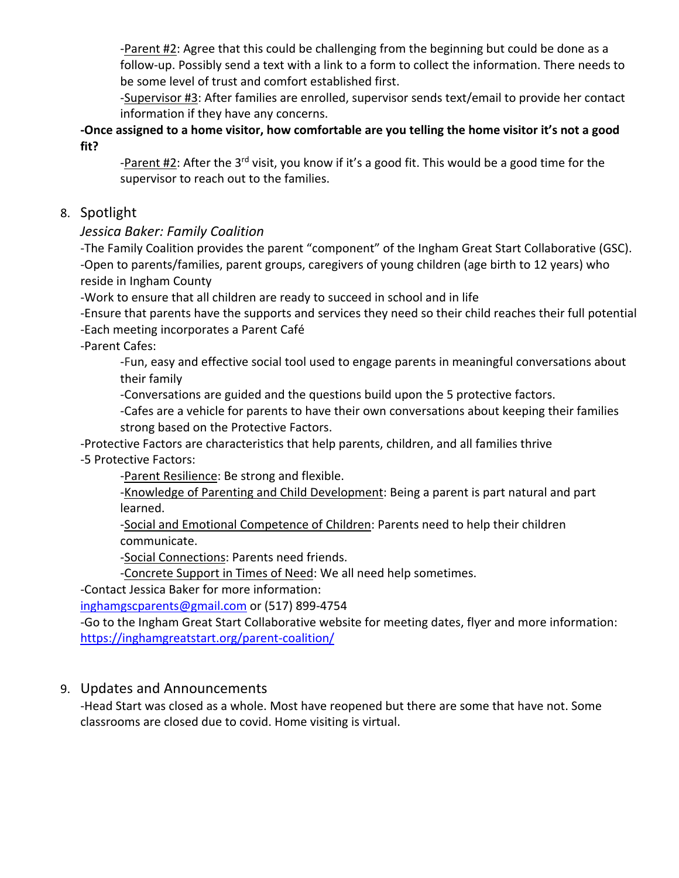-Parent #2: Agree that this could be challenging from the beginning but could be done as a follow-up. Possibly send a text with a link to a form to collect the information. There needs to be some level of trust and comfort established first.

-Supervisor #3: After families are enrolled, supervisor sends text/email to provide her contact information if they have any concerns.

**-Once assigned to a home visitor, how comfortable are you telling the home visitor it's not a good fit?**

-Parent #2: After the 3rd visit, you know if it's a good fit. This would be a good time for the supervisor to reach out to the families.

8. Spotlight

*Jessica Baker: Family Coalition*

-The Family Coalition provides the parent "component" of the Ingham Great Start Collaborative (GSC).

-Open to parents/families, parent groups, caregivers of young children (age birth to 12 years) who reside in Ingham County

-Work to ensure that all children are ready to succeed in school and in life

-Ensure that parents have the supports and services they need so their child reaches their full potential

-Each meeting incorporates a Parent Café

-Parent Cafes:

-Fun, easy and effective social tool used to engage parents in meaningful conversations about their family

-Conversations are guided and the questions build upon the 5 protective factors.

-Cafes are a vehicle for parents to have their own conversations about keeping their families strong based on the Protective Factors.

-Protective Factors are characteristics that help parents, children, and all families thrive

-5 Protective Factors:

-Parent Resilience: Be strong and flexible.

-Knowledge of Parenting and Child Development: Being a parent is part natural and part learned.

-Social and Emotional Competence of Children: Parents need to help their children communicate.

-Social Connections: Parents need friends.

-Concrete Support in Times of Need: We all need help sometimes.

-Contact Jessica Baker for more information: inghamgscparents@gmail.com or (517) 899-4754

-Go to the Ingham Great Start Collaborative website for meeting dates, flyer and more information: https://inghamgreatstart.org/parent-coalition/

9. Updates and Announcements

-Head Start was closed as a whole. Most have reopened but there are some that have not. Some classrooms are closed due to covid. Home visiting is virtual.